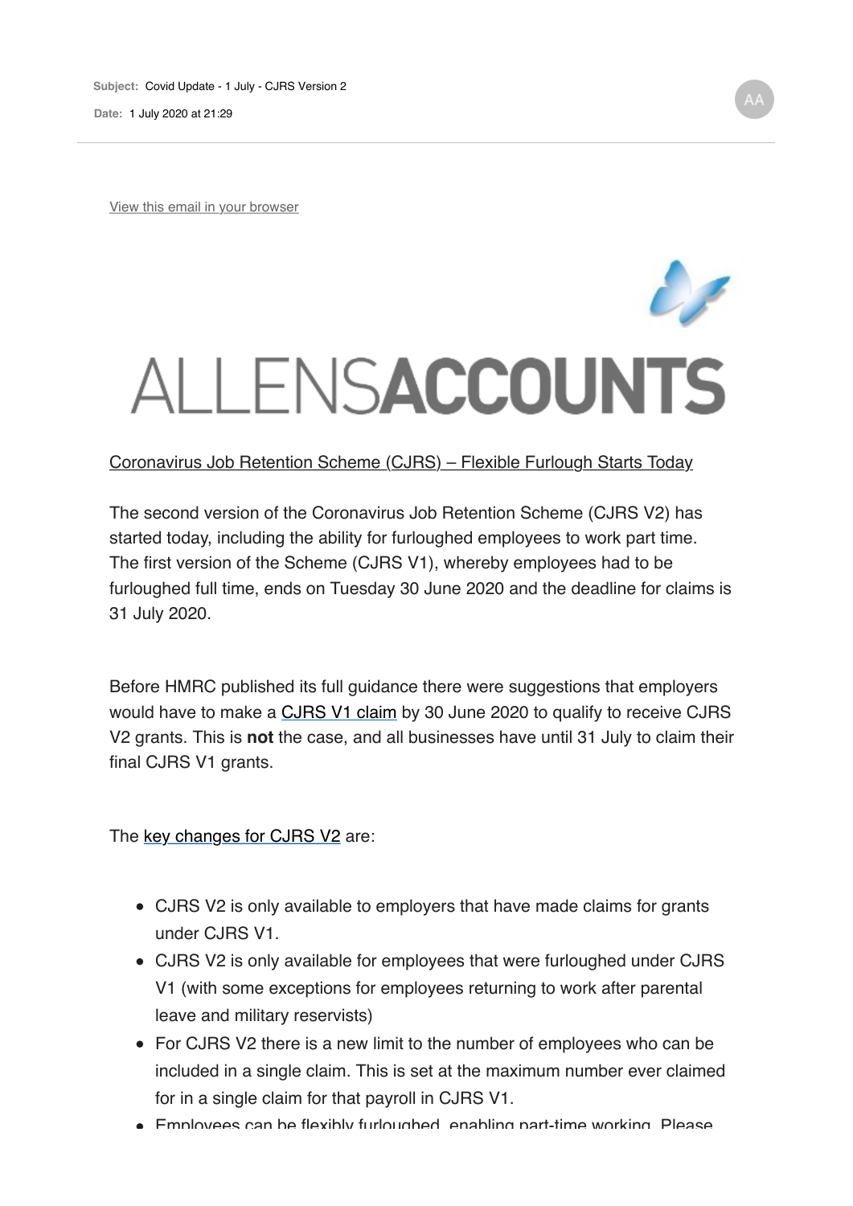**Subject:** Covid Update - 1 July - CJRS Version 2

**Date:** 1 July 2020 at 21:29

AA

View this email in your browser

# ALLENSACCOUNTS

Coronavirus Job Retention Scheme (CJRS) – Flexible Furlough Starts Today

The second version of the Coronavirus Job Retention Scheme (CJRS V2) has started today, including the ability for furloughed employees to work part time. The first version of the Scheme (CJRS V1), whereby employees had to be furloughed full time, ends on Tuesday 30 June 2020 and the deadline for claims is 31 July 2020.

Before HMRC published its full guidance there were suggestions that employers would have to make a CJRS V1 claim by 30 June 2020 to qualify to receive CJRS V2 grants. This is **not** the case, and all businesses have until 31 July to claim their final CJRS V1 grants.

The key changes for CJRS V2 are:

- CJRS V2 is only available to employers that have made claims for grants under CJRS V1.
- CJRS V2 is only available for employees that were furloughed under CJRS V1 (with some exceptions for employees returning to work after parental leave and military reservists)
- For CJRS V2 there is a new limit to the number of employees who can be included in a single claim. This is set at the maximum number ever claimed for in a single claim for that payroll in CJRS V1.
- Employees can be flexibly furloughed, enabling part-time working. Please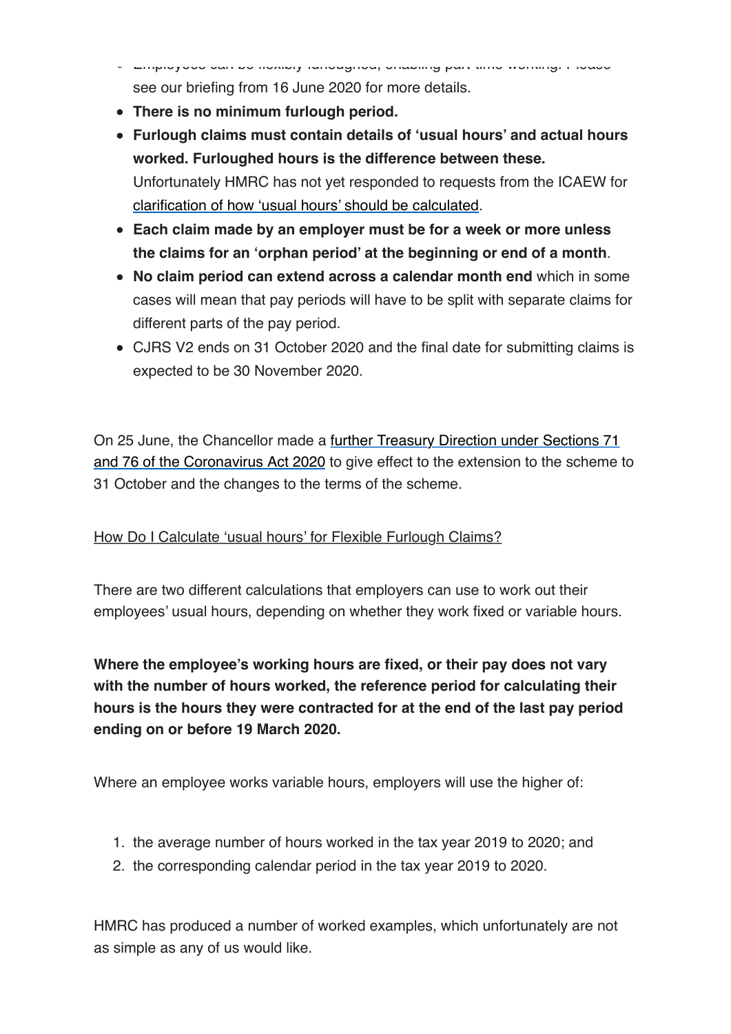- Employees can be flexibly furloughed, enabling part-time working. Please see our briefing from 16 June 2020 for more details.
- **There is no minimum furlough period.**
- **Furlough claims must contain details of 'usual hours' and actual hours worked. Furloughed hours is the difference between these.** Unfortunately HMRC has not yet responded to requests from the ICAEW for clarification of how 'usual hours' should be calculated.
- **Each claim made by an employer must be for a week or more unless the claims for an 'orphan period' at the beginning or end of a month**.
- **No claim period can extend across a calendar month end** which in some cases will mean that pay periods will have to be split with separate claims for different parts of the pay period.
- CJRS V2 ends on 31 October 2020 and the final date for submitting claims is expected to be 30 November 2020.

On 25 June, the Chancellor made a further Treasury Direction under Sections 71 and 76 of the Coronavirus Act 2020 to give effect to the extension to the scheme to 31 October and the changes to the terms of the scheme.

How Do I Calculate 'usual hours' for Flexible Furlough Claims?

There are two different calculations that employers can use to work out their employees' usual hours, depending on whether they work fixed or variable hours.

**Where the employee's working hours are fixed, or their pay does not vary with the number of hours worked, the reference period for calculating their hours is the hours they were contracted for at the end of the last pay period ending on or before 19 March 2020.**

Where an employee works variable hours, employers will use the higher of:

1. the average number of hours worked in the tax year 2019 to 2020; and
2. the corresponding calendar period in the tax year 2019 to 2020.

HMRC has produced a number of worked examples, which unfortunately are not as simple as any of us would like.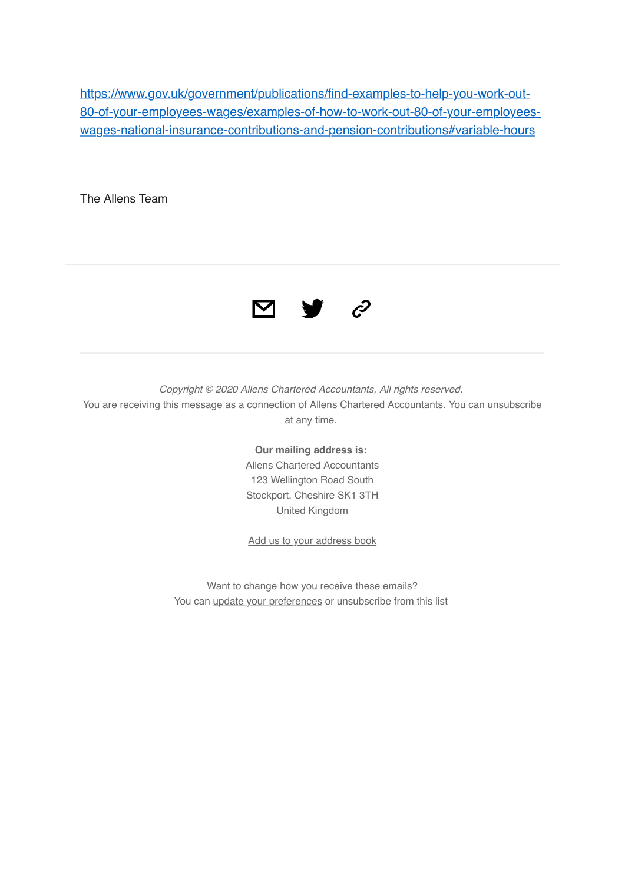https://www.gov.uk/government/publications/find-examples-to-help-you-work-out-80-of-your-employees-wages/examples-of-how-to-work-out-80-of-your-employees-wages-national-insurance-contributions-and-pension-contributions#variable-hours

The Allens Team

---

*Copyright © 2020 Allens Chartered Accountants, All rights reserved.*

You are receiving this message as a connection of Allens Chartered Accountants. You can unsubscribe at any time.

**Our mailing address is:**

Allens Chartered Accountants
123 Wellington Road South
Stockport, Cheshire SK1 3TH
United Kingdom

Add us to your address book

Want to change how you receive these emails?
You can update your preferences or unsubscribe from this list